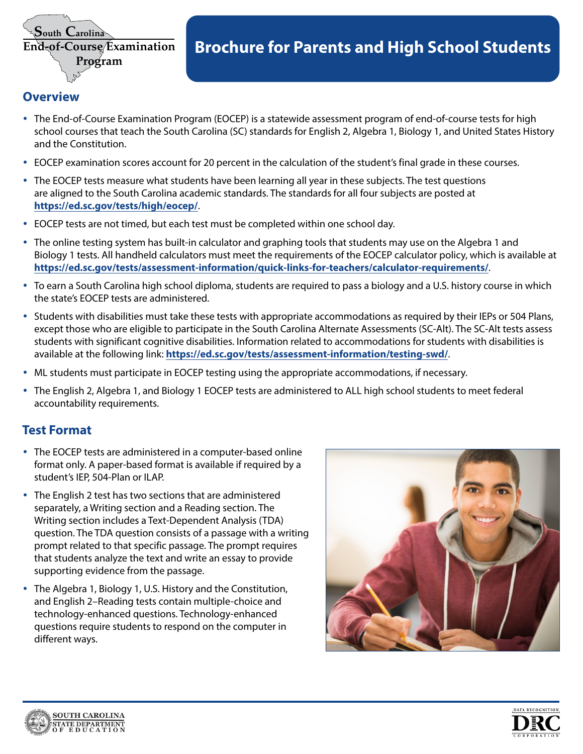South Carolina
End-of-Course Examination Program

# Brochure for Parents and High School Students

## Overview

- The End-of-Course Examination Program (EOCEP) is a statewide assessment program of end-of-course tests for high school courses that teach the South Carolina (SC) standards for English 2, Algebra 1, Biology 1, and United States History and the Constitution.
- EOCEP examination scores account for 20 percent in the calculation of the student's final grade in these courses.
- The EOCEP tests measure what students have been learning all year in these subjects. The test questions are aligned to the South Carolina academic standards. The standards for all four subjects are posted at **https://ed.sc.gov/tests/high/eocep/**.
- EOCEP tests are not timed, but each test must be completed within one school day.
- The online testing system has built-in calculator and graphing tools that students may use on the Algebra 1 and Biology 1 tests. All handheld calculators must meet the requirements of the EOCEP calculator policy, which is available at **https://ed.sc.gov/tests/assessment-information/quick-links-for-teachers/calculator-requirements/**.
- To earn a South Carolina high school diploma, students are required to pass a biology and a U.S. history course in which the state's EOCEP tests are administered.
- Students with disabilities must take these tests with appropriate accommodations as required by their IEPs or 504 Plans, except those who are eligible to participate in the South Carolina Alternate Assessments (SC-Alt). The SC-Alt tests assess students with significant cognitive disabilities. Information related to accommodations for students with disabilities is available at the following link: **https://ed.sc.gov/tests/assessment-information/testing-swd/**.
- ML students must participate in EOCEP testing using the appropriate accommodations, if necessary.
- The English 2, Algebra 1, and Biology 1 EOCEP tests are administered to ALL high school students to meet federal accountability requirements.

## Test Format

- The EOCEP tests are administered in a computer-based online format only. A paper-based format is available if required by a student's IEP, 504-Plan or ILAP.
- The English 2 test has two sections that are administered separately, a Writing section and a Reading section. The Writing section includes a Text-Dependent Analysis (TDA) question. The TDA question consists of a passage with a writing prompt related to that specific passage. The prompt requires that students analyze the text and write an essay to provide supporting evidence from the passage.
- The Algebra 1, Biology 1, U.S. History and the Constitution, and English 2–Reading tests contain multiple-choice and technology-enhanced questions. Technology-enhanced questions require students to respond on the computer in different ways.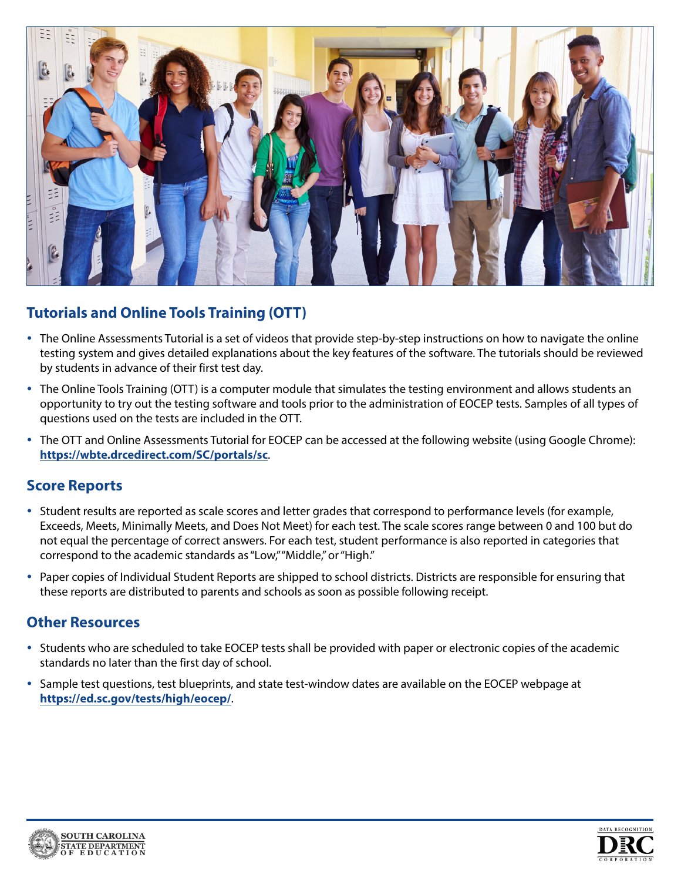## Tutorials and Online Tools Training (OTT)

- The Online Assessments Tutorial is a set of videos that provide step-by-step instructions on how to navigate the online testing system and gives detailed explanations about the key features of the software. The tutorials should be reviewed by students in advance of their first test day.
- The Online Tools Training (OTT) is a computer module that simulates the testing environment and allows students an opportunity to try out the testing software and tools prior to the administration of EOCEP tests. Samples of all types of questions used on the tests are included in the OTT.
- The OTT and Online Assessments Tutorial for EOCEP can be accessed at the following website (using Google Chrome): **https://wbte.drcedirect.com/SC/portals/sc**.

## Score Reports

- Student results are reported as scale scores and letter grades that correspond to performance levels (for example, Exceeds, Meets, Minimally Meets, and Does Not Meet) for each test. The scale scores range between 0 and 100 but do not equal the percentage of correct answers. For each test, student performance is also reported in categories that correspond to the academic standards as "Low," "Middle," or "High."
- Paper copies of Individual Student Reports are shipped to school districts. Districts are responsible for ensuring that these reports are distributed to parents and schools as soon as possible following receipt.

## Other Resources

- Students who are scheduled to take EOCEP tests shall be provided with paper or electronic copies of the academic standards no later than the first day of school.
- Sample test questions, test blueprints, and state test-window dates are available on the EOCEP webpage at **https://ed.sc.gov/tests/high/eocep/**.

SOUTH CAROLINA STATE DEPARTMENT OF EDUCATION

DATA RECOGNITION CORPORATION